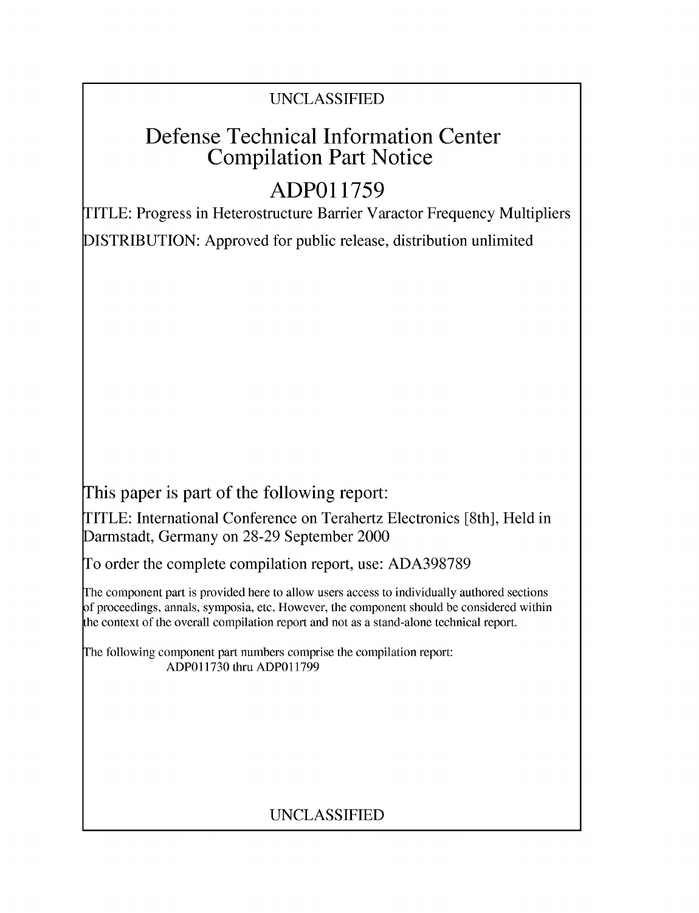UNCLASSIFIED

# Defense Technical Information Center
## Compilation Part Notice

# ADP011759

TITLE: Progress in Heterostructure Barrier Varactor Frequency Multipliers

DISTRIBUTION: Approved for public release, distribution unlimited

This paper is part of the following report:

TITLE: International Conference on Terahertz Electronics [8th], Held in Darmstadt, Germany on 28-29 September 2000

To order the complete compilation report, use: ADA398789

The component part is provided here to allow users access to individually authored sections of proceedings, annals, symposia, etc. However, the component should be considered within the context of the overall compilation report and not as a stand-alone technical report.

The following component part numbers comprise the compilation report:
ADP011730 thru ADP011799

UNCLASSIFIED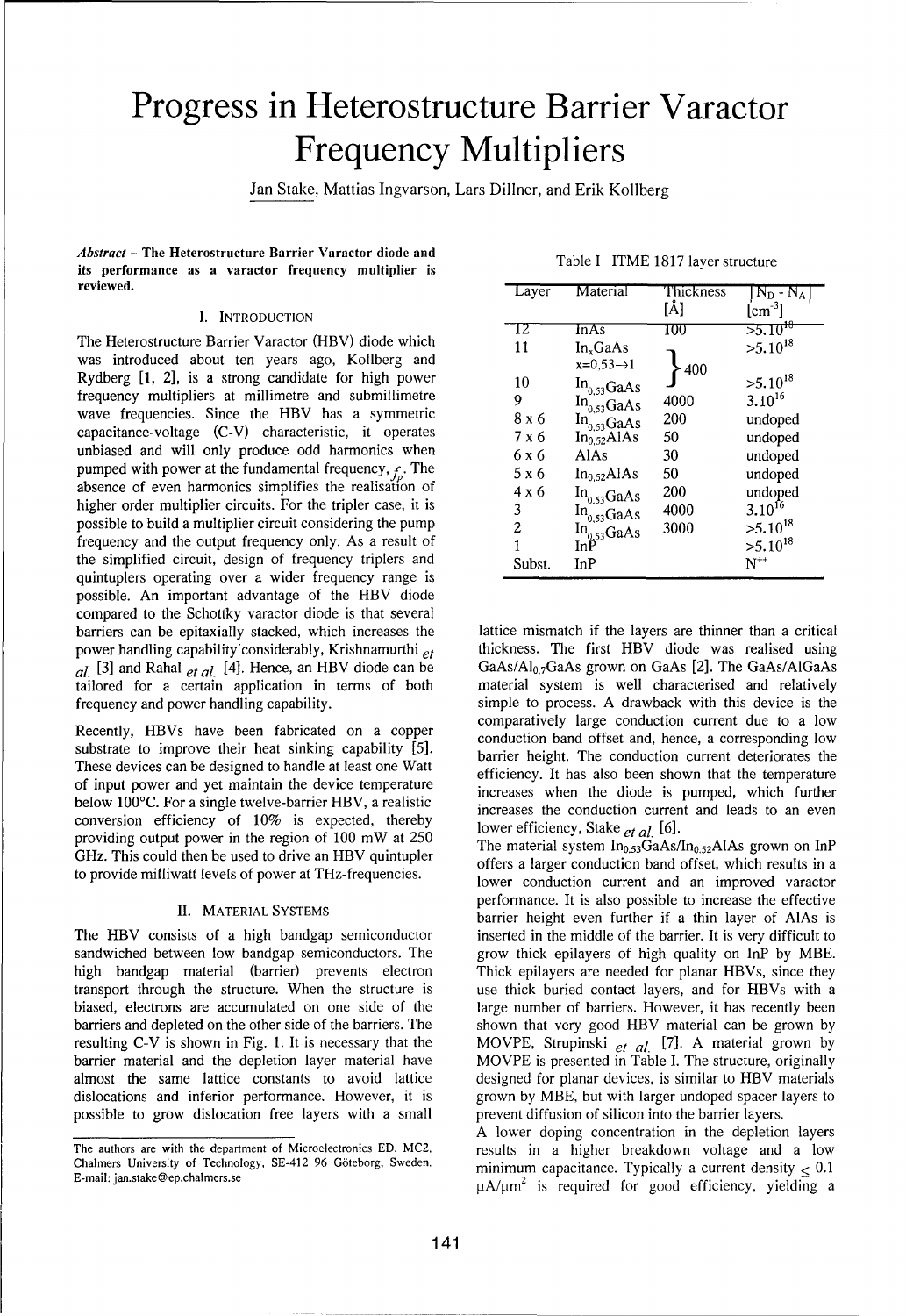# Progress in Heterostructure Barrier Varactor Frequency Multipliers

Jan Stake, Mattias Ingvarson, Lars Dillner, and Erik Kollberg

***Abstract* – The Heterostructure Barrier Varactor diode and its performance as a varactor frequency multiplier is reviewed.**

## I. Introduction

The Heterostructure Barrier Varactor (HBV) diode which was introduced about ten years ago, Kollberg and Rydberg [1, 2], is a strong candidate for high power frequency multipliers at millimetre and submillimetre wave frequencies. Since the HBV has a symmetric capacitance-voltage (C-V) characteristic, it operates unbiased and will only produce odd harmonics when pumped with power at the fundamental frequency, $f_p$. The absence of even harmonics simplifies the realisation of higher order multiplier circuits. For the tripler case, it is possible to build a multiplier circuit considering the pump frequency and the output frequency only. As a result of the simplified circuit, design of frequency triplers and quintuplers operating over a wider frequency range is possible. An important advantage of the HBV diode compared to the Schottky varactor diode is that several barriers can be epitaxially stacked, which increases the power handling capability considerably, Krishnamurthi *et al.* [3] and Rahal *et al.* [4]. Hence, an HBV diode can be tailored for a certain application in terms of both frequency and power handling capability.

Recently, HBVs have been fabricated on a copper substrate to improve their heat sinking capability [5]. These devices can be designed to handle at least one Watt of input power and yet maintain the device temperature below 100°C. For a single twelve-barrier HBV, a realistic conversion efficiency of 10% is expected, thereby providing output power in the region of 100 mW at 250 GHz. This could then be used to drive an HBV quintupler to provide milliwatt levels of power at THz-frequencies.

## II. Material Systems

The HBV consists of a high bandgap semiconductor sandwiched between low bandgap semiconductors. The high bandgap material (barrier) prevents electron transport through the structure. When the structure is biased, electrons are accumulated on one side of the barriers and depleted on the other side of the barriers. The resulting C-V is shown in Fig. 1. It is necessary that the barrier material and the depletion layer material have almost the same lattice constants to avoid lattice dislocations and inferior performance. However, it is possible to grow dislocation free layers with a small lattice mismatch if the layers are thinner than a critical thickness. The first HBV diode was realised using GaAs/$Al_{0.7}$GaAs grown on GaAs [2]. The GaAs/AlGaAs material system is well characterised and relatively simple to process. A drawback with this device is the comparatively large conduction current due to a low conduction band offset and, hence, a corresponding low barrier height. The conduction current deteriorates the efficiency. It has also been shown that the temperature increases when the diode is pumped, which further increases the conduction current and leads to an even lower efficiency, Stake *et al.* [6].

The material system $In_{0.53}GaAs/In_{0.52}AlAs$ grown on InP offers a larger conduction band offset, which results in a lower conduction current and an improved varactor performance. It is also possible to increase the effective barrier height even further if a thin layer of AlAs is inserted in the middle of the barrier. It is very difficult to grow thick epilayers of high quality on InP by MBE. Thick epilayers are needed for planar HBVs, since they use thick buried contact layers, and for HBVs with a large number of barriers. However, it has recently been shown that very good HBV material can be grown by MOVPE, Strupinski *et al.* [7]. A material grown by MOVPE is presented in Table I. The structure, originally designed for planar devices, is similar to HBV materials grown by MBE, but with larger undoped spacer layers to prevent diffusion of silicon into the barrier layers.

Table I ITME 1817 layer structure

| Layer | Material | Thickness [Å] | $\|N_D - N_A\|$ [cm$^{-3}$] |
|---|---|---|---|
| 12 | InAs | 100 | $>5.10^{18}$ |
| 11 | $In_xGaAs$ $x=0.53\to1$ | 400 | $>5.10^{18}$ |
| 10 | $In_{0.53}GaAs$ | | $>5.10^{18}$ |
| 9 | $In_{0.53}GaAs$ | 4000 | $3.10^{16}$ |
| 8 x 6 | $In_{0.53}GaAs$ | 200 | undoped |
| 7 x 6 | $In_{0.52}AlAs$ | 50 | undoped |
| 6 x 6 | AlAs | 30 | undoped |
| 5 x 6 | $In_{0.52}AlAs$ | 50 | undoped |
| 4 x 6 | $In_{0.53}GaAs$ | 200 | undoped |
| 3 | $In_{0.53}GaAs$ | 4000 | $3.10^{16}$ |
| 2 | $In_{0.53}GaAs$ | 3000 | $>5.10^{18}$ |
| 1 | InP | | $>5.10^{18}$ |
| Subst. | InP | | $N^{++}$ |

A lower doping concentration in the depletion layers results in a higher breakdown voltage and a low minimum capacitance. Typically a current density $\leq 0.1$ $\mu A/\mu m^2$ is required for good efficiency, yielding a

The authors are with the department of Microelectronics ED, MC2, Chalmers University of Technology, SE-412 96 Göteborg, Sweden. E-mail: jan.stake@ep.chalmers.se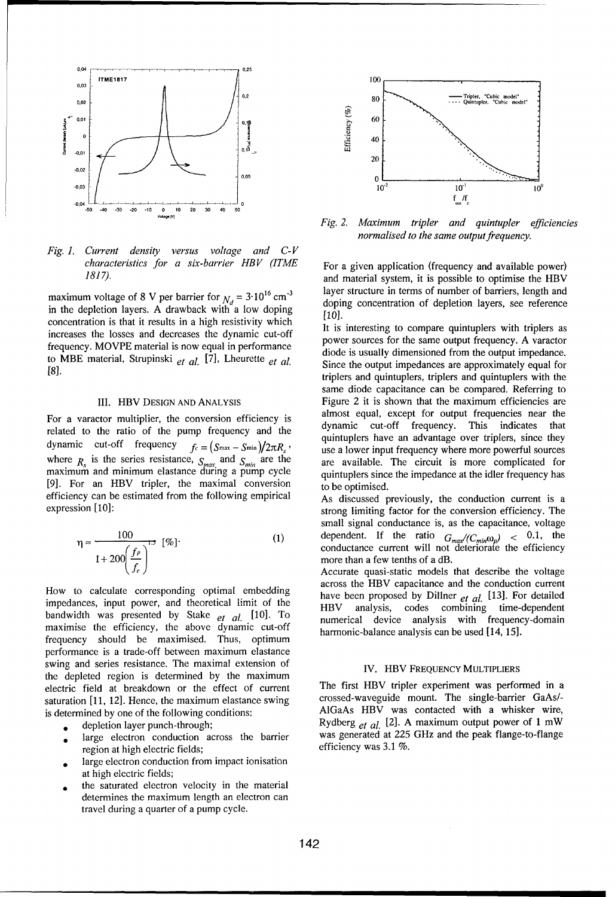*Fig. 1. Current density versus voltage and C-V characteristics for a six-barrier HBV (ITME 1817).*

maximum voltage of 8 V per barrier for $N_d = 3 \cdot 10^{16}$ cm$^{-3}$ in the depletion layers. A drawback with a low doping concentration is that it results in a high resistivity which increases the losses and decreases the dynamic cut-off frequency. MOVPE material is now equal in performance to MBE material, Strupinski *et al.* [7], Lheurette *et al.* [8].

## III. HBV Design and Analysis

For a varactor multiplier, the conversion efficiency is related to the ratio of the pump frequency and the dynamic cut-off frequency $f_c = (S_{max} - S_{min})/2\pi R_s$, where $R_s$ is the series resistance, $S_{max}$ and $S_{min}$ are the maximum and minimum elastance during a pump cycle [9]. For an HBV tripler, the maximal conversion efficiency can be estimated from the following empirical expression [10]:

$$\eta \approx \frac{100}{1 + 200\left(\frac{f_p}{f_c}\right)^{1.5}} \ [\%]. \tag{1}$$

How to calculate corresponding optimal embedding impedances, input power, and theoretical limit of the bandwidth was presented by Stake *et al.* [10]. To maximise the efficiency, the above dynamic cut-off frequency should be maximised. Thus, optimum performance is a trade-off between maximum elastance swing and series resistance. The maximal extension of the depleted region is determined by the maximum electric field at breakdown or the effect of current saturation [11, 12]. Hence, the maximum elastance swing is determined by one of the following conditions:

- depletion layer punch-through;
- large electron conduction across the barrier region at high electric fields;
- large electron conduction from impact ionisation at high electric fields;
- the saturated electron velocity in the material determines the maximum length an electron can travel during a quarter of a pump cycle.

*Fig. 2. Maximum tripler and quintupler efficiencies normalised to the same output frequency.*

For a given application (frequency and available power) and material system, it is possible to optimise the HBV layer structure in terms of number of barriers, length and doping concentration of depletion layers, see reference [10].

It is interesting to compare quintuplers with triplers as power sources for the same output frequency. A varactor diode is usually dimensioned from the output impedance. Since the output impedances are approximately equal for triplers and quintuplers, triplers and quintuplers with the same diode capacitance can be compared. Referring to Figure 2 it is shown that the maximum efficiencies are almost equal, except for output frequencies near the dynamic cut-off frequency. This indicates that quintuplers have an advantage over triplers, since they use a lower input frequency where more powerful sources are available. The circuit is more complicated for quintuplers since the impedance at the idler frequency has to be optimised.

As discussed previously, the conduction current is a strong limiting factor for the conversion efficiency. The small signal conductance is, as the capacitance, voltage dependent. If the ratio $G_{max}/(C_{min}\omega_p) < 0.1$, the conductance current will not deteriorate the efficiency more than a few tenths of a dB.

Accurate quasi-static models that describe the voltage across the HBV capacitance and the conduction current have been proposed by Dillner *et al.* [13]. For detailed HBV analysis, codes combining time-dependent numerical device analysis with frequency-domain harmonic-balance analysis can be used [14, 15].

## IV. HBV Frequency Multipliers

The first HBV tripler experiment was performed in a crossed-waveguide mount. The single-barrier GaAs/-AlGaAs HBV was contacted with a whisker wire, Rydberg *et al.* [2]. A maximum output power of 1 mW was generated at 225 GHz and the peak flange-to-flange efficiency was 3.1 %.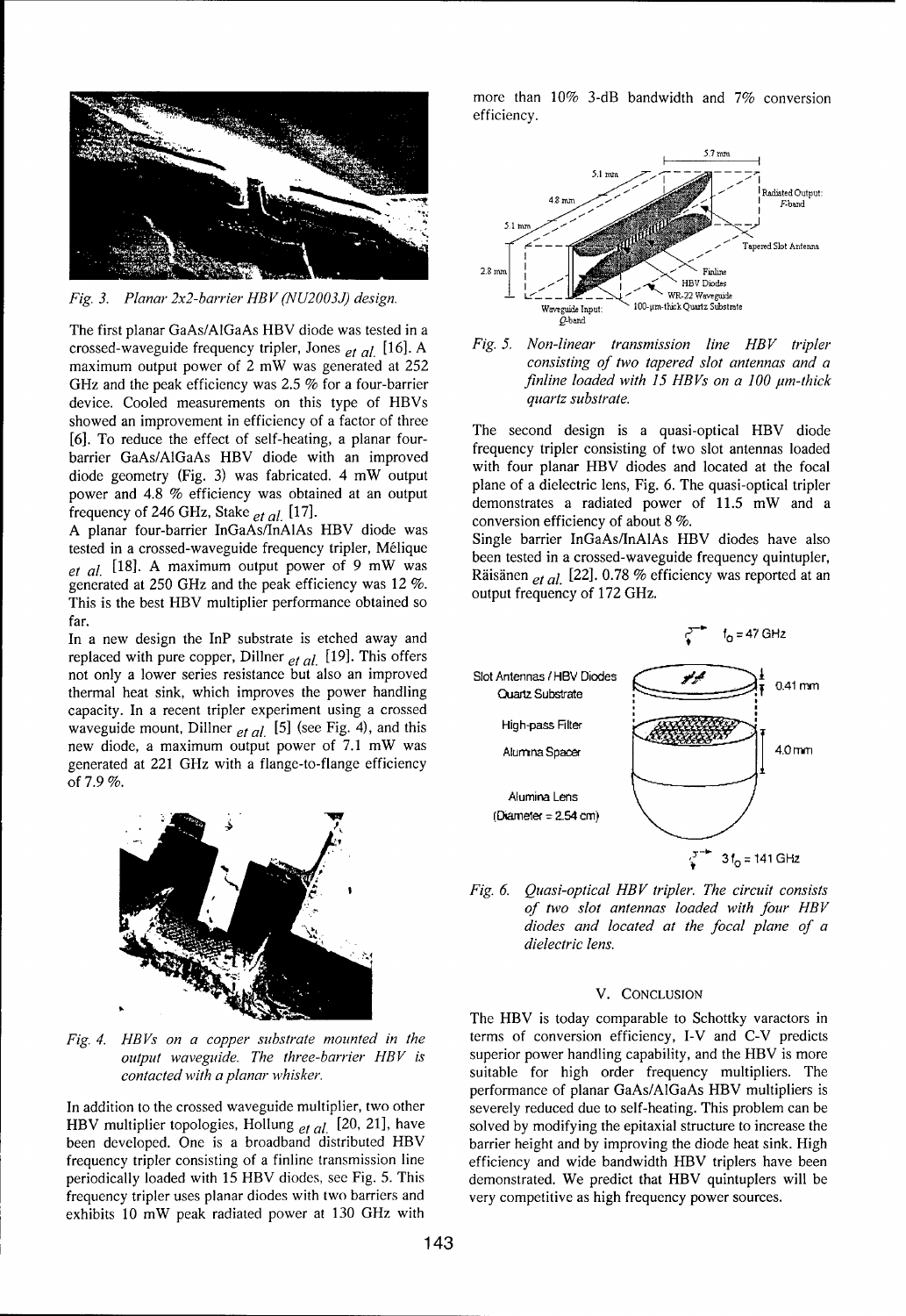*Fig. 3. Planar 2x2-barrier HBV (NU2003J) design.*

The first planar GaAs/AlGaAs HBV diode was tested in a crossed-waveguide frequency tripler, Jones *et al.* [16]. A maximum output power of 2 mW was generated at 252 GHz and the peak efficiency was 2.5 % for a four-barrier device. Cooled measurements on this type of HBVs showed an improvement in efficiency of a factor of three [6]. To reduce the effect of self-heating, a planar four-barrier GaAs/AlGaAs HBV diode with an improved diode geometry (Fig. 3) was fabricated. 4 mW output power and 4.8 % efficiency was obtained at an output frequency of 246 GHz, Stake *et al.* [17].

A planar four-barrier InGaAs/InAlAs HBV diode was tested in a crossed-waveguide frequency tripler, Mélique *et al.* [18]. A maximum output power of 9 mW was generated at 250 GHz and the peak efficiency was 12 %. This is the best HBV multiplier performance obtained so far.

In a new design the InP substrate is etched away and replaced with pure copper, Dillner *et al.* [19]. This offers not only a lower series resistance but also an improved thermal heat sink, which improves the power handling capacity. In a recent tripler experiment using a crossed waveguide mount, Dillner *et al.* [5] (see Fig. 4), and this new diode, a maximum output power of 7.1 mW was generated at 221 GHz with a flange-to-flange efficiency of 7.9 %.

*Fig. 4. HBVs on a copper substrate mounted in the output waveguide. The three-barrier HBV is contacted with a planar whisker.*

In addition to the crossed waveguide multiplier, two other HBV multiplier topologies, Hollung *et al.* [20, 21], have been developed. One is a broadband distributed HBV frequency tripler consisting of a finline transmission line periodically loaded with 15 HBV diodes, see Fig. 5. This frequency tripler uses planar diodes with two barriers and exhibits 10 mW peak radiated power at 130 GHz with more than 10% 3-dB bandwidth and 7% conversion efficiency.

*Fig. 5. Non-linear transmission line HBV tripler consisting of two tapered slot antennas and a finline loaded with 15 HBVs on a 100 μm-thick quartz substrate.*

The second design is a quasi-optical HBV diode frequency tripler consisting of two slot antennas loaded with four planar HBV diodes and located at the focal plane of a dielectric lens, Fig. 6. The quasi-optical tripler demonstrates a radiated power of 11.5 mW and a conversion efficiency of about 8 %.

Single barrier InGaAs/InAlAs HBV diodes have also been tested in a crossed-waveguide frequency quintupler, Räisänen *et al.* [22]. 0.78 % efficiency was reported at an output frequency of 172 GHz.

*Fig. 6. Quasi-optical HBV tripler. The circuit consists of two slot antennas loaded with four HBV diodes and located at the focal plane of a dielectric lens.*

## V. CONCLUSION

The HBV is today comparable to Schottky varactors in terms of conversion efficiency, I-V and C-V predicts superior power handling capability, and the HBV is more suitable for high order frequency multipliers. The performance of planar GaAs/AlGaAs HBV multipliers is severely reduced due to self-heating. This problem can be solved by modifying the epitaxial structure to increase the barrier height and by improving the diode heat sink. High efficiency and wide bandwidth HBV triplers have been demonstrated. We predict that HBV quintuplers will be very competitive as high frequency power sources.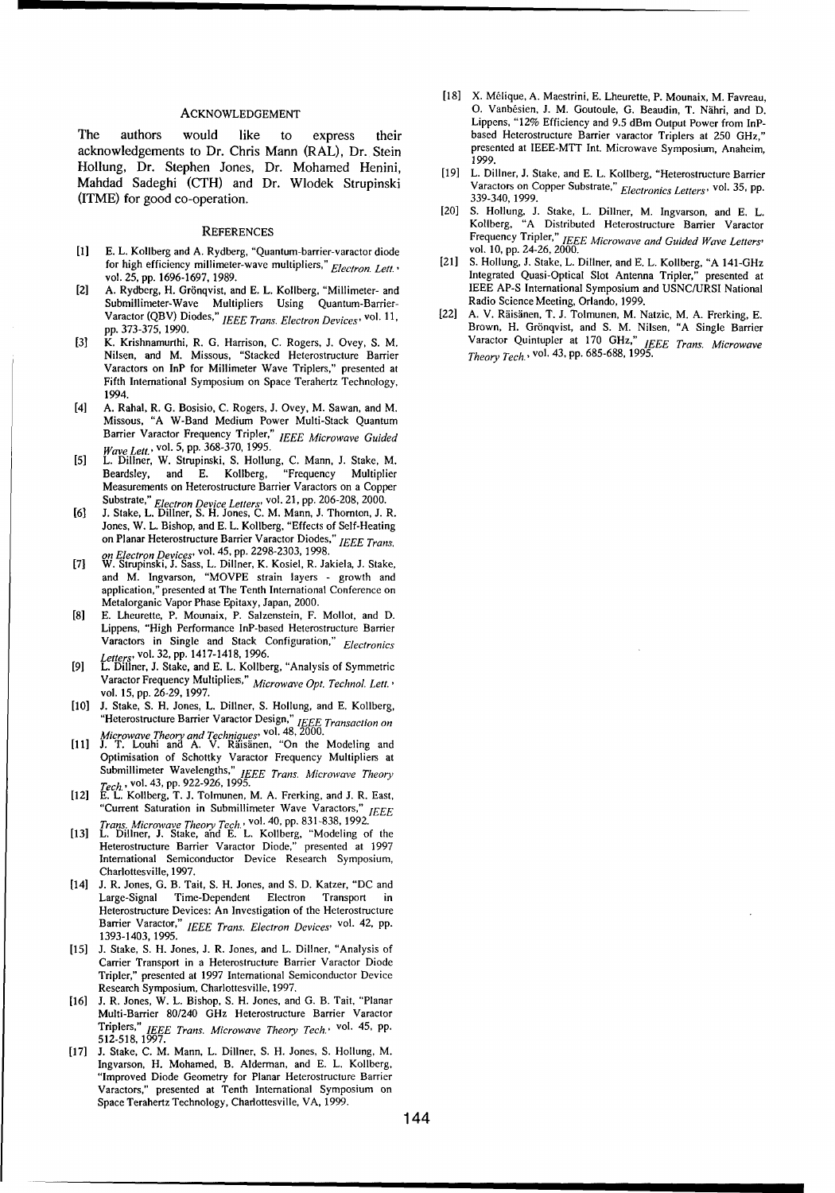## ACKNOWLEDGEMENT

The authors would like to express their acknowledgements to Dr. Chris Mann (RAL), Dr. Stein Hollung, Dr. Stephen Jones, Dr. Mohamed Henini, Mahdad Sadeghi (CTH) and Dr. Wlodek Strupinski (ITME) for good co-operation.

## REFERENCES

[1] E. L. Kollberg and A. Rydberg, "Quantum-barrier-varactor diode for high efficiency millimeter-wave multipliers," *Electron. Lett.*, vol. 25, pp. 1696-1697, 1989.

[2] A. Rydberg, H. Grönqvist, and E. L. Kollberg, "Millimeter- and Submillimeter-Wave Multipliers Using Quantum-Barrier-Varactor (QBV) Diodes," *IEEE Trans. Electron Devices*, vol. 11, pp. 373-375, 1990.

[3] K. Krishnamurthi, R. G. Harrison, C. Rogers, J. Ovey, S. M. Nilsen, and M. Missous, "Stacked Heterostructure Barrier Varactors on InP for Millimeter Wave Triplers," presented at Fifth International Symposium on Space Terahertz Technology, 1994.

[4] A. Rahal, R. G. Bosisio, C. Rogers, J. Ovey, M. Sawan, and M. Missous, "A W-Band Medium Power Multi-Stack Quantum Barrier Varactor Frequency Tripler," *IEEE Microwave Guided Wave Lett.*, vol. 5, pp. 368-370, 1995.

[5] L. Dillner, W. Strupinski, S. Hollung, C. Mann, J. Stake, M. Beardsley, and E. Kollberg, "Frequency Multiplier Measurements on Heterostructure Barrier Varactors on a Copper Substrate," *Electron Device Letters*, vol. 21, pp. 206-208, 2000.

[6] J. Stake, L. Dillner, S. H. Jones, C. M. Mann, J. Thornton, J. R. Jones, W. L. Bishop, and E. L. Kollberg, "Effects of Self-Heating on Planar Heterostructure Barrier Varactor Diodes," *IEEE Trans. on Electron Devices*, vol. 45, pp. 2298-2303, 1998.

[7] W. Strupinski, J. Sass, L. Dillner, K. Kosiel, R. Jakiela, J. Stake, and M. Ingvarson, "MOVPE strain layers - growth and application," presented at The Tenth International Conference on Metalorganic Vapor Phase Epitaxy, Japan, 2000.

[8] E. Lheurette, P. Mounaix, P. Salzenstein, F. Mollot, and D. Lippens, "High Performance InP-based Heterostructure Barrier Varactors in Single and Stack Configuration," *Electronics Letters*, vol. 32, pp. 1417-1418, 1996.

[9] L. Dillner, J. Stake, and E. L. Kollberg, "Analysis of Symmetric Varactor Frequency Multiplies," *Microwave Opt. Technol. Lett.*, vol. 15, pp. 26-29, 1997.

[10] J. Stake, S. H. Jones, L. Dillner, S. Hollung, and E. Kollberg, "Heterostructure Barrier Varactor Design," *IEEE Transaction on Microwave Theory and Techniques*, vol. 48, 2000.

[11] J. T. Louhi and A. V. Räisänen, "On the Modeling and Optimisation of Schottky Varactor Frequency Multipliers at Submillimeter Wavelengths," *IEEE Trans. Microwave Theory Tech.*, vol. 43, pp. 922-926, 1995.

[12] E. L. Kollberg, T. J. Tolmunen, M. A. Frerking, and J. R. East, "Current Saturation in Submillimeter Wave Varactors," *IEEE Trans. Microwave Theory Tech.*, vol. 40, pp. 831-838, 1992.

[13] L. Dillner, J. Stake, and E. L. Kollberg, "Modeling of the Heterostructure Barrier Varactor Diode," presented at 1997 International Semiconductor Device Research Symposium, Charlottesville, 1997.

[14] J. R. Jones, G. B. Tait, S. H. Jones, and S. D. Katzer, "DC and Large-Signal Time-Dependent Electron Transport in Heterostructure Devices: An Investigation of the Heterostructure Barrier Varactor," *IEEE Trans. Electron Devices*, vol. 42, pp. 1393-1403, 1995.

[15] J. Stake, S. H. Jones, J. R. Jones, and L. Dillner, "Analysis of Carrier Transport in a Heterostructure Barrier Varactor Diode Tripler," presented at 1997 International Semiconductor Device Research Symposium, Charlottesville, 1997.

[16] J. R. Jones, W. L. Bishop, S. H. Jones, and G. B. Tait, "Planar Multi-Barrier 80/240 GHz Heterostructure Barrier Varactor Triplers," *IEEE Trans. Microwave Theory Tech.*, vol. 45, pp. 512-518, 1997.

[17] J. Stake, C. M. Mann, L. Dillner, S. H. Jones, S. Hollung, M. Ingvarson, H. Mohamed, B. Alderman, and E. L. Kollberg, "Improved Diode Geometry for Planar Heterostructure Barrier Varactors," presented at Tenth International Symposium on Space Terahertz Technology, Charlottesville, VA, 1999.

[18] X. Mélique, A. Maestrini, E. Lheurette, P. Mounaix, M. Favreau, O. Vanbésien, J. M. Goutoule, G. Beaudin, T. Nähri, and D. Lippens, "12% Efficiency and 9.5 dBm Output Power from InP-based Heterostructure Barrier varactor Triplers at 250 GHz," presented at IEEE-MTT Int. Microwave Symposium, Anaheim, 1999.

[19] L. Dillner, J. Stake, and E. L. Kollberg, "Heterostructure Barrier Varactors on Copper Substrate," *Electronics Letters*, vol. 35, pp. 339-340, 1999.

[20] S. Hollung, J. Stake, L. Dillner, M. Ingvarson, and E. L. Kollberg, "A Distributed Heterostructure Barrier Varactor Frequency Tripler," *IEEE Microwave and Guided Wave Letters*, vol. 10, pp. 24-26, 2000.

[21] S. Hollung, J. Stake, L. Dillner, and E. L. Kollberg, "A 141-GHz Integrated Quasi-Optical Slot Antenna Tripler," presented at IEEE AP-S International Symposium and USNC/URSI National Radio Science Meeting, Orlando, 1999.

[22] A. V. Räisänen, T. J. Tolmunen, M. Natzic, M. A. Frerking, E. Brown, H. Grönqvist, and S. M. Nilsen, "A Single Barrier Varactor Quintupler at 170 GHz," *IEEE Trans. Microwave Theory Tech.*, vol. 43, pp. 685-688, 1995.